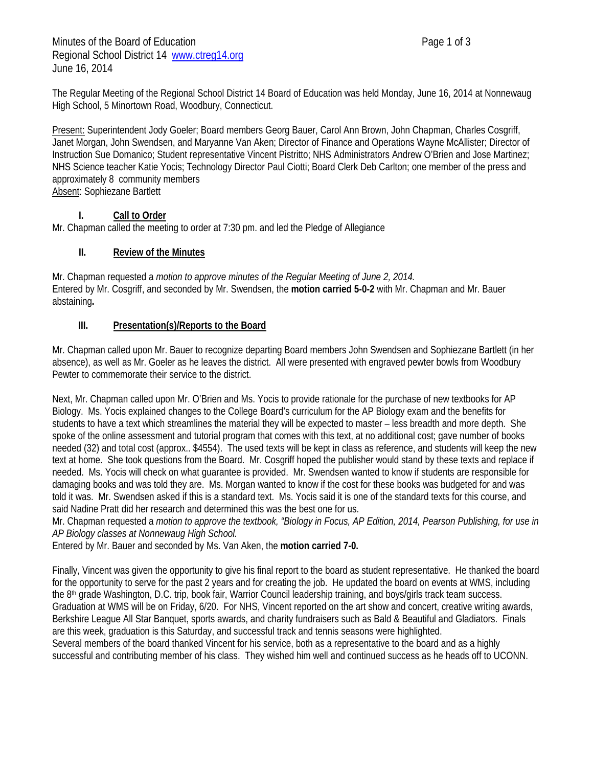Minutes of the Board of Education
Regional School District 14 www.ctreg14.org
June 16, 2014

The Regular Meeting of the Regional School District 14 Board of Education was held Monday, June 16, 2014 at Nonnewaug High School, 5 Minortown Road, Woodbury, Connecticut.

Present: Superintendent Jody Goeler; Board members Georg Bauer, Carol Ann Brown, John Chapman, Charles Cosgriff, Janet Morgan, John Swendsen, and Maryanne Van Aken; Director of Finance and Operations Wayne McAllister; Director of Instruction Sue Domanico; Student representative Vincent Pistritto; NHS Administrators Andrew O'Brien and Jose Martinez; NHS Science teacher Katie Yocis; Technology Director Paul Ciotti; Board Clerk Deb Carlton; one member of the press and approximately 8 community members
Absent: Sophiezane Bartlett

## I. Call to Order

Mr. Chapman called the meeting to order at 7:30 pm. and led the Pledge of Allegiance

## II. Review of the Minutes

Mr. Chapman requested a *motion to approve minutes of the Regular Meeting of June 2, 2014.*
Entered by Mr. Cosgriff, and seconded by Mr. Swendsen, the **motion carried 5-0-2** with Mr. Chapman and Mr. Bauer abstaining**.**

## III. Presentation(s)/Reports to the Board

Mr. Chapman called upon Mr. Bauer to recognize departing Board members John Swendsen and Sophiezane Bartlett (in her absence), as well as Mr. Goeler as he leaves the district. All were presented with engraved pewter bowls from Woodbury Pewter to commemorate their service to the district.

Next, Mr. Chapman called upon Mr. O'Brien and Ms. Yocis to provide rationale for the purchase of new textbooks for AP Biology. Ms. Yocis explained changes to the College Board's curriculum for the AP Biology exam and the benefits for students to have a text which streamlines the material they will be expected to master – less breadth and more depth. She spoke of the online assessment and tutorial program that comes with this text, at no additional cost; gave number of books needed (32) and total cost (approx.. $4554). The used texts will be kept in class as reference, and students will keep the new text at home. She took questions from the Board. Mr. Cosgriff hoped the publisher would stand by these texts and replace if needed. Ms. Yocis will check on what guarantee is provided. Mr. Swendsen wanted to know if students are responsible for damaging books and was told they are. Ms. Morgan wanted to know if the cost for these books was budgeted for and was told it was. Mr. Swendsen asked if this is a standard text. Ms. Yocis said it is one of the standard texts for this course, and said Nadine Pratt did her research and determined this was the best one for us.
Mr. Chapman requested a *motion to approve the textbook, "Biology in Focus, AP Edition, 2014, Pearson Publishing, for use in AP Biology classes at Nonnewaug High School.*
Entered by Mr. Bauer and seconded by Ms. Van Aken, the **motion carried 7-0.**

Finally, Vincent was given the opportunity to give his final report to the board as student representative. He thanked the board for the opportunity to serve for the past 2 years and for creating the job. He updated the board on events at WMS, including the 8th grade Washington, D.C. trip, book fair, Warrior Council leadership training, and boys/girls track team success. Graduation at WMS will be on Friday, 6/20. For NHS, Vincent reported on the art show and concert, creative writing awards, Berkshire League All Star Banquet, sports awards, and charity fundraisers such as Bald & Beautiful and Gladiators. Finals are this week, graduation is this Saturday, and successful track and tennis seasons were highlighted.
Several members of the board thanked Vincent for his service, both as a representative to the board and as a highly successful and contributing member of his class. They wished him well and continued success as he heads off to UCONN.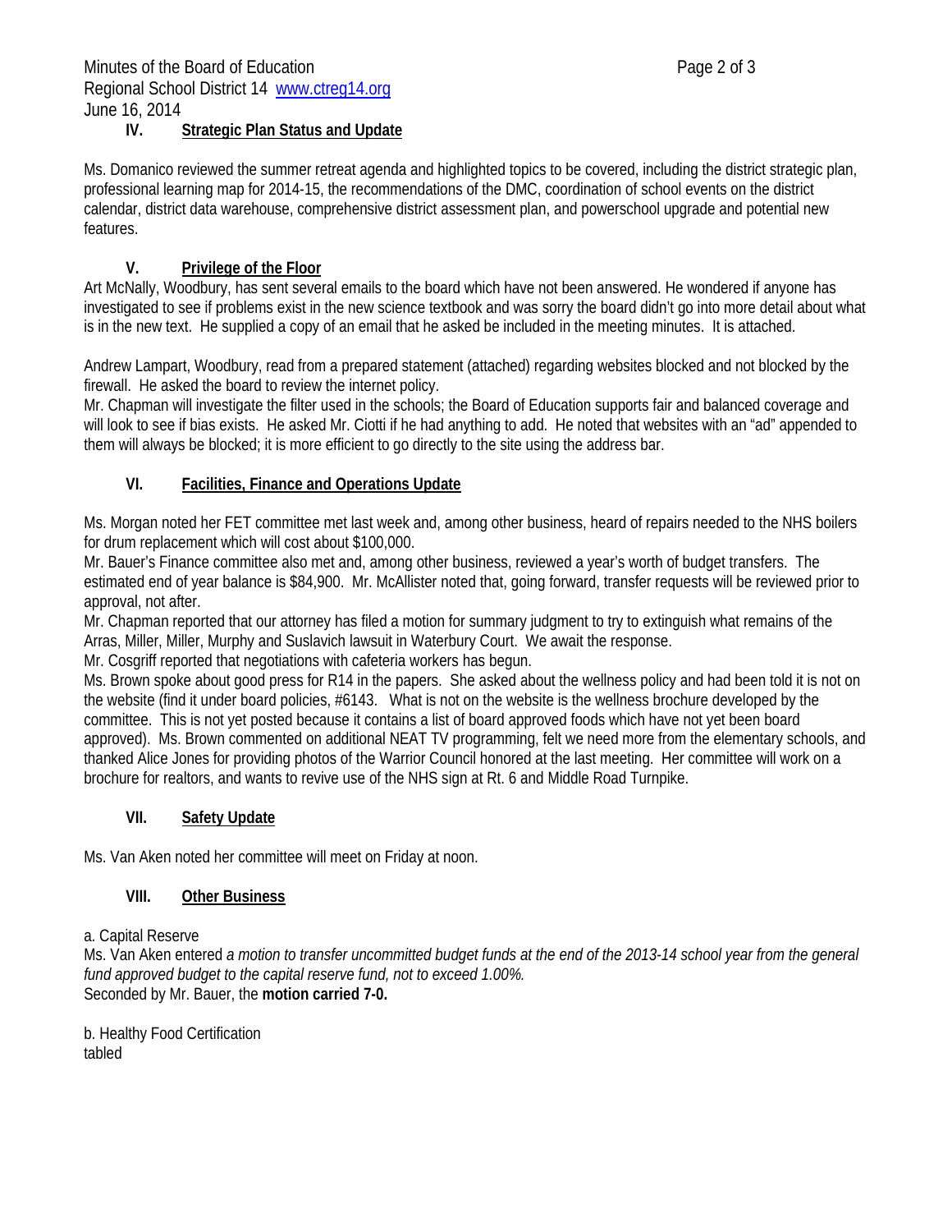## IV. Strategic Plan Status and Update

Ms. Domanico reviewed the summer retreat agenda and highlighted topics to be covered, including the district strategic plan, professional learning map for 2014-15, the recommendations of the DMC, coordination of school events on the district calendar, district data warehouse, comprehensive district assessment plan, and powerschool upgrade and potential new features.

## V. Privilege of the Floor

Art McNally, Woodbury, has sent several emails to the board which have not been answered. He wondered if anyone has investigated to see if problems exist in the new science textbook and was sorry the board didn't go into more detail about what is in the new text. He supplied a copy of an email that he asked be included in the meeting minutes. It is attached.

Andrew Lampart, Woodbury, read from a prepared statement (attached) regarding websites blocked and not blocked by the firewall. He asked the board to review the internet policy.
Mr. Chapman will investigate the filter used in the schools; the Board of Education supports fair and balanced coverage and will look to see if bias exists. He asked Mr. Ciotti if he had anything to add. He noted that websites with an "ad" appended to them will always be blocked; it is more efficient to go directly to the site using the address bar.

## VI. Facilities, Finance and Operations Update

Ms. Morgan noted her FET committee met last week and, among other business, heard of repairs needed to the NHS boilers for drum replacement which will cost about $100,000.
Mr. Bauer's Finance committee also met and, among other business, reviewed a year's worth of budget transfers. The estimated end of year balance is $84,900. Mr. McAllister noted that, going forward, transfer requests will be reviewed prior to approval, not after.
Mr. Chapman reported that our attorney has filed a motion for summary judgment to try to extinguish what remains of the Arras, Miller, Miller, Murphy and Suslavich lawsuit in Waterbury Court. We await the response.
Mr. Cosgriff reported that negotiations with cafeteria workers has begun.
Ms. Brown spoke about good press for R14 in the papers. She asked about the wellness policy and had been told it is not on the website (find it under board policies, #6143. What is not on the website is the wellness brochure developed by the committee. This is not yet posted because it contains a list of board approved foods which have not yet been board approved). Ms. Brown commented on additional NEAT TV programming, felt we need more from the elementary schools, and thanked Alice Jones for providing photos of the Warrior Council honored at the last meeting. Her committee will work on a brochure for realtors, and wants to revive use of the NHS sign at Rt. 6 and Middle Road Turnpike.

## VII. Safety Update

Ms. Van Aken noted her committee will meet on Friday at noon.

## VIII. Other Business

a. Capital Reserve
Ms. Van Aken entered *a motion to transfer uncommitted budget funds at the end of the 2013-14 school year from the general fund approved budget to the capital reserve fund, not to exceed 1.00%.*
Seconded by Mr. Bauer, the **motion carried 7-0.**

b. Healthy Food Certification
tabled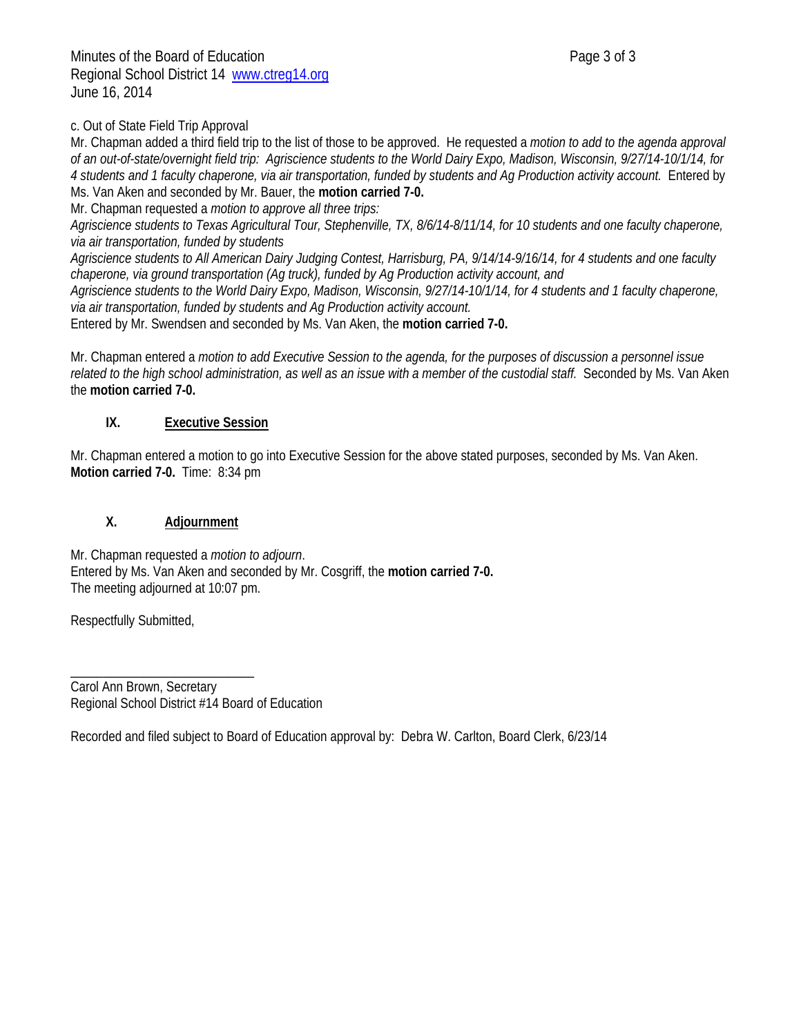c. Out of State Field Trip Approval

Mr. Chapman added a third field trip to the list of those to be approved. He requested a *motion to add to the agenda approval of an out-of-state/overnight field trip: Agriscience students to the World Dairy Expo, Madison, Wisconsin, 9/27/14-10/1/14, for 4 students and 1 faculty chaperone, via air transportation, funded by students and Ag Production activity account.* Entered by Ms. Van Aken and seconded by Mr. Bauer, the **motion carried 7-0.**

Mr. Chapman requested a *motion to approve all three trips:*

*Agriscience students to Texas Agricultural Tour, Stephenville, TX, 8/6/14-8/11/14, for 10 students and one faculty chaperone, via air transportation, funded by students*

*Agriscience students to All American Dairy Judging Contest, Harrisburg, PA, 9/14/14-9/16/14, for 4 students and one faculty chaperone, via ground transportation (Ag truck), funded by Ag Production activity account, and*

*Agriscience students to the World Dairy Expo, Madison, Wisconsin, 9/27/14-10/1/14, for 4 students and 1 faculty chaperone, via air transportation, funded by students and Ag Production activity account.*

Entered by Mr. Swendsen and seconded by Ms. Van Aken, the **motion carried 7-0.**

Mr. Chapman entered a *motion to add Executive Session to the agenda, for the purposes of discussion a personnel issue related to the high school administration, as well as an issue with a member of the custodial staff.* Seconded by Ms. Van Aken the **motion carried 7-0.**

## IX. Executive Session

Mr. Chapman entered a motion to go into Executive Session for the above stated purposes, seconded by Ms. Van Aken. **Motion carried 7-0.** Time: 8:34 pm

## X. Adjournment

Mr. Chapman requested a *motion to adjourn*.
Entered by Ms. Van Aken and seconded by Mr. Cosgriff, the **motion carried 7-0.**
The meeting adjourned at 10:07 pm.

Respectfully Submitted,

___________________________
Carol Ann Brown, Secretary
Regional School District #14 Board of Education

Recorded and filed subject to Board of Education approval by: Debra W. Carlton, Board Clerk, 6/23/14